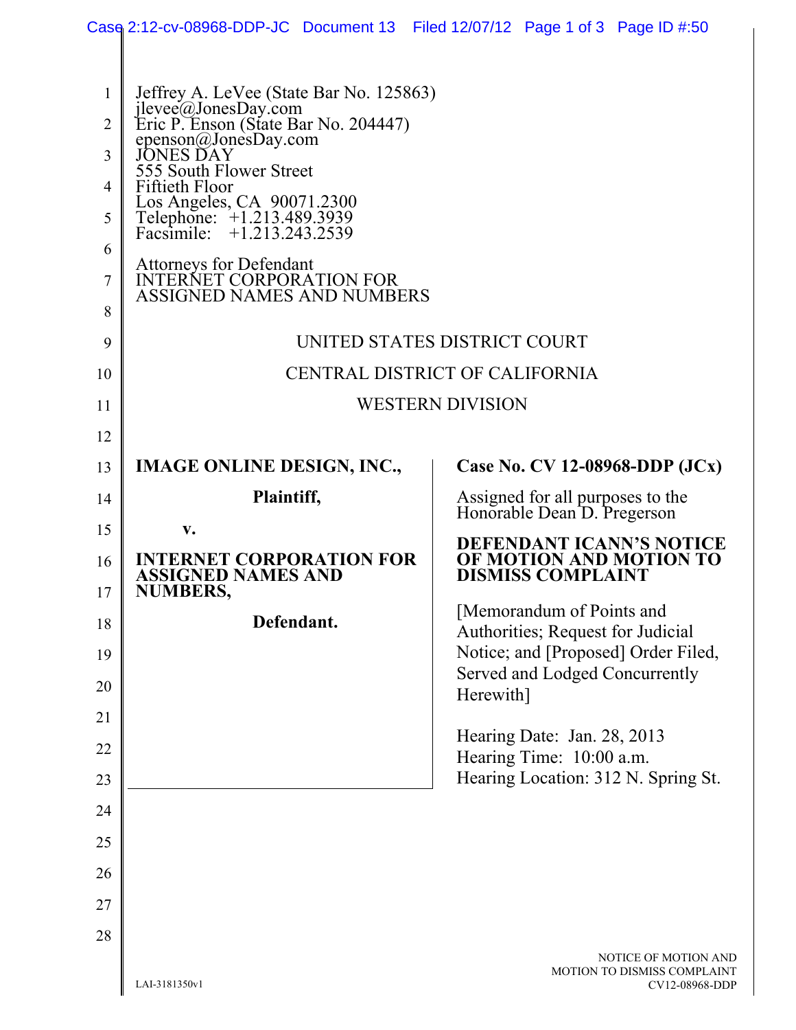Jeffrey A. LeVee (State Bar No. 125863)
jlevee@JonesDay.com
Eric P. Enson (State Bar No. 204447)
epenson@JonesDay.com
JONES DAY
555 South Flower Street
Fiftieth Floor
Los Angeles, CA 90071.2300
Telephone: +1.213.489.3939
Facsimile: +1.213.243.2539

Attorneys for Defendant
INTERNET CORPORATION FOR
ASSIGNED NAMES AND NUMBERS

UNITED STATES DISTRICT COURT

CENTRAL DISTRICT OF CALIFORNIA

WESTERN DIVISION

**IMAGE ONLINE DESIGN, INC.,**

**Plaintiff,**

**v.**

**INTERNET CORPORATION FOR ASSIGNED NAMES AND NUMBERS,**

**Defendant.**

**Case No. CV 12-08968-DDP (JCx)**

Assigned for all purposes to the Honorable Dean D. Pregerson

**DEFENDANT ICANN'S NOTICE OF MOTION AND MOTION TO DISMISS COMPLAINT**

[Memorandum of Points and Authorities; Request for Judicial Notice; and [Proposed] Order Filed, Served and Lodged Concurrently Herewith]

Hearing Date: Jan. 28, 2013
Hearing Time: 10:00 a.m.
Hearing Location: 312 N. Spring St.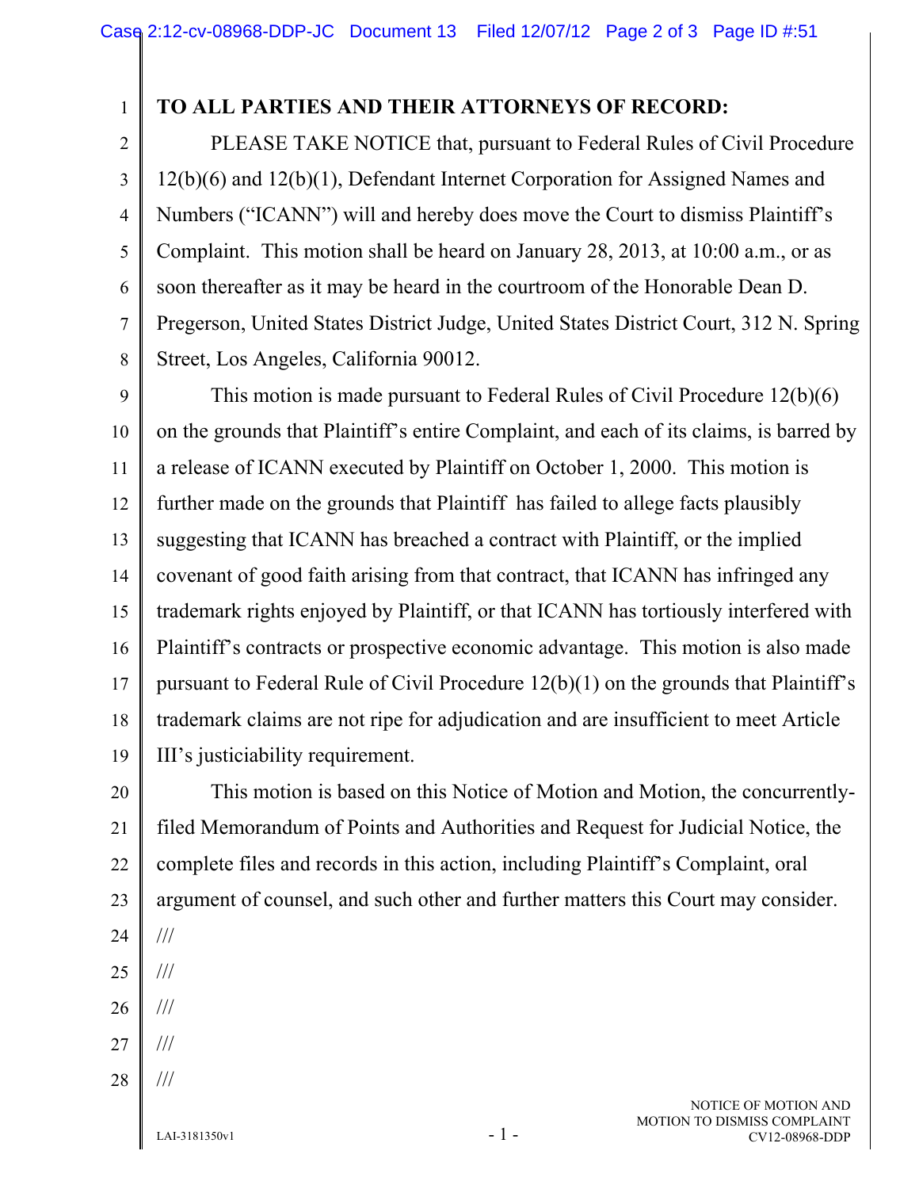**TO ALL PARTIES AND THEIR ATTORNEYS OF RECORD:**

PLEASE TAKE NOTICE that, pursuant to Federal Rules of Civil Procedure 12(b)(6) and 12(b)(1), Defendant Internet Corporation for Assigned Names and Numbers ("ICANN") will and hereby does move the Court to dismiss Plaintiff's Complaint. This motion shall be heard on January 28, 2013, at 10:00 a.m., or as soon thereafter as it may be heard in the courtroom of the Honorable Dean D. Pregerson, United States District Judge, United States District Court, 312 N. Spring Street, Los Angeles, California 90012.

This motion is made pursuant to Federal Rules of Civil Procedure 12(b)(6) on the grounds that Plaintiff's entire Complaint, and each of its claims, is barred by a release of ICANN executed by Plaintiff on October 1, 2000. This motion is further made on the grounds that Plaintiff has failed to allege facts plausibly suggesting that ICANN has breached a contract with Plaintiff, or the implied covenant of good faith arising from that contract, that ICANN has infringed any trademark rights enjoyed by Plaintiff, or that ICANN has tortiously interfered with Plaintiff's contracts or prospective economic advantage. This motion is also made pursuant to Federal Rule of Civil Procedure 12(b)(1) on the grounds that Plaintiff's trademark claims are not ripe for adjudication and are insufficient to meet Article III's justiciability requirement.

This motion is based on this Notice of Motion and Motion, the concurrently-filed Memorandum of Points and Authorities and Request for Judicial Notice, the complete files and records in this action, including Plaintiff's Complaint, oral argument of counsel, and such other and further matters this Court may consider.

///

///

///

///

///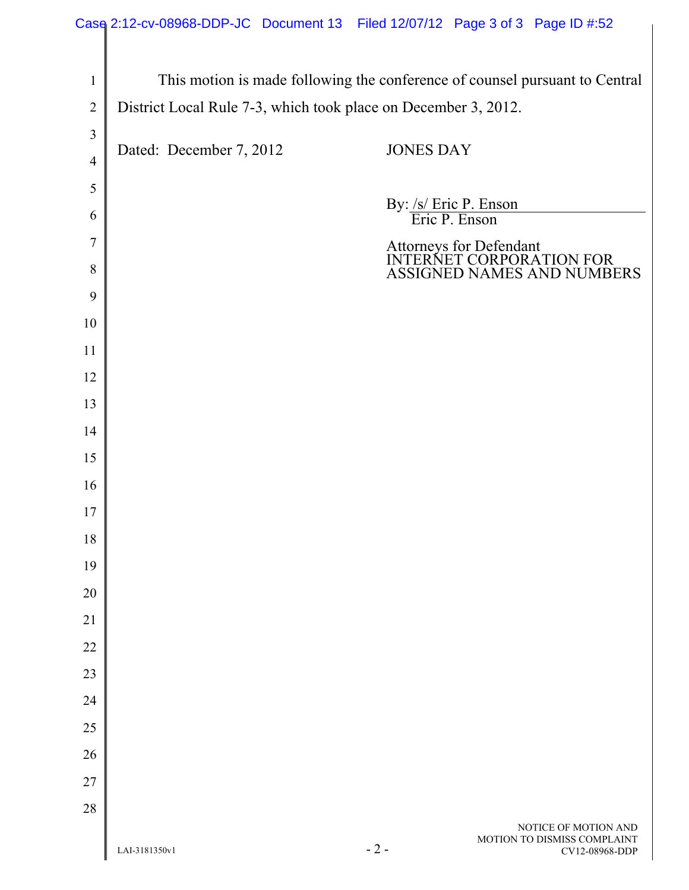This motion is made following the conference of counsel pursuant to Central District Local Rule 7-3, which took place on December 3, 2012.

Dated: December 7, 2012

JONES DAY

By: /s/ Eric P. Enson
Eric P. Enson

Attorneys for Defendant
INTERNET CORPORATION FOR ASSIGNED NAMES AND NUMBERS

LAI-3181350v1

NOTICE OF MOTION AND MOTION TO DISMISS COMPLAINT
CV12-08968-DDP